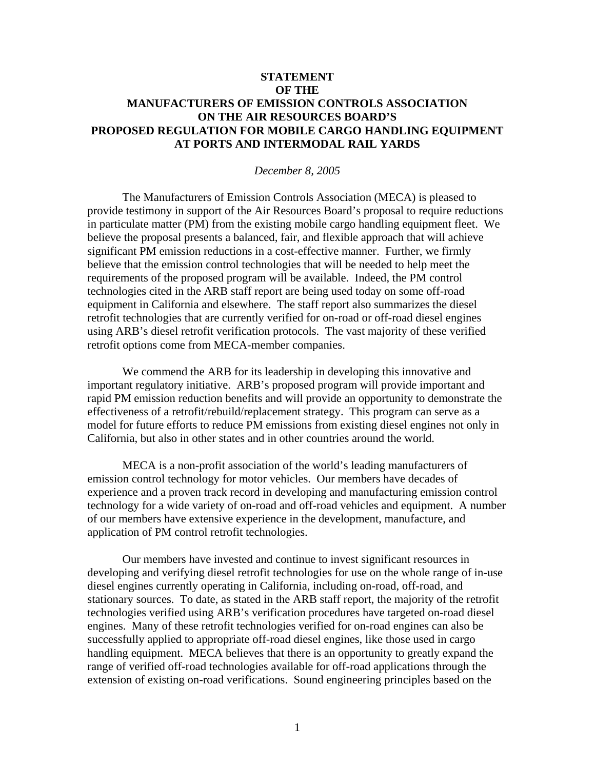**STATEMENT**
**OF THE**
**MANUFACTURERS OF EMISSION CONTROLS ASSOCIATION**
**ON THE AIR RESOURCES BOARD'S**
**PROPOSED REGULATION FOR MOBILE CARGO HANDLING EQUIPMENT**
**AT PORTS AND INTERMODAL RAIL YARDS**

*December 8, 2005*

The Manufacturers of Emission Controls Association (MECA) is pleased to provide testimony in support of the Air Resources Board's proposal to require reductions in particulate matter (PM) from the existing mobile cargo handling equipment fleet. We believe the proposal presents a balanced, fair, and flexible approach that will achieve significant PM emission reductions in a cost-effective manner. Further, we firmly believe that the emission control technologies that will be needed to help meet the requirements of the proposed program will be available. Indeed, the PM control technologies cited in the ARB staff report are being used today on some off-road equipment in California and elsewhere. The staff report also summarizes the diesel retrofit technologies that are currently verified for on-road or off-road diesel engines using ARB's diesel retrofit verification protocols. The vast majority of these verified retrofit options come from MECA-member companies.

We commend the ARB for its leadership in developing this innovative and important regulatory initiative. ARB's proposed program will provide important and rapid PM emission reduction benefits and will provide an opportunity to demonstrate the effectiveness of a retrofit/rebuild/replacement strategy. This program can serve as a model for future efforts to reduce PM emissions from existing diesel engines not only in California, but also in other states and in other countries around the world.

MECA is a non-profit association of the world's leading manufacturers of emission control technology for motor vehicles. Our members have decades of experience and a proven track record in developing and manufacturing emission control technology for a wide variety of on-road and off-road vehicles and equipment. A number of our members have extensive experience in the development, manufacture, and application of PM control retrofit technologies.

Our members have invested and continue to invest significant resources in developing and verifying diesel retrofit technologies for use on the whole range of in-use diesel engines currently operating in California, including on-road, off-road, and stationary sources. To date, as stated in the ARB staff report, the majority of the retrofit technologies verified using ARB's verification procedures have targeted on-road diesel engines. Many of these retrofit technologies verified for on-road engines can also be successfully applied to appropriate off-road diesel engines, like those used in cargo handling equipment. MECA believes that there is an opportunity to greatly expand the range of verified off-road technologies available for off-road applications through the extension of existing on-road verifications. Sound engineering principles based on the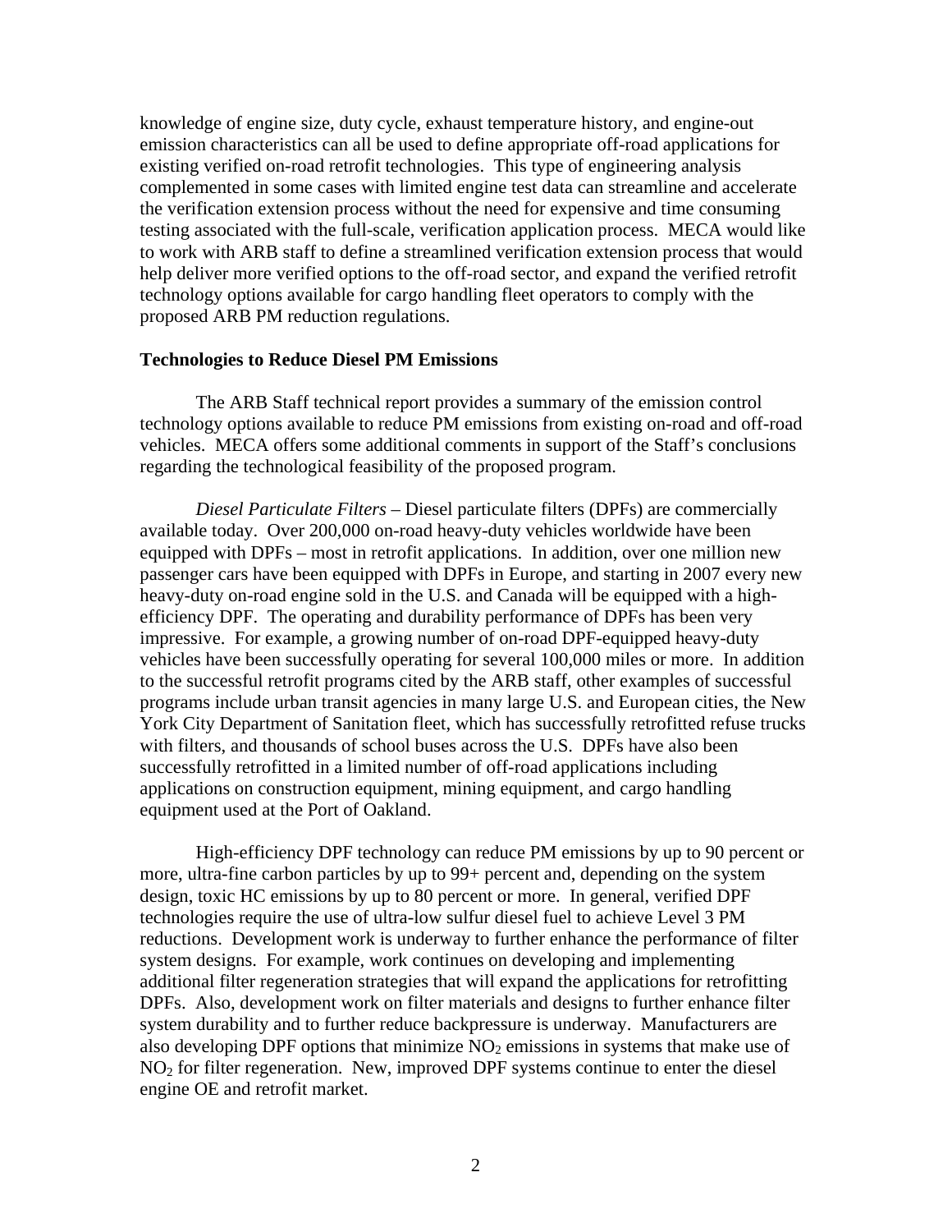knowledge of engine size, duty cycle, exhaust temperature history, and engine-out emission characteristics can all be used to define appropriate off-road applications for existing verified on-road retrofit technologies. This type of engineering analysis complemented in some cases with limited engine test data can streamline and accelerate the verification extension process without the need for expensive and time consuming testing associated with the full-scale, verification application process. MECA would like to work with ARB staff to define a streamlined verification extension process that would help deliver more verified options to the off-road sector, and expand the verified retrofit technology options available for cargo handling fleet operators to comply with the proposed ARB PM reduction regulations.

**Technologies to Reduce Diesel PM Emissions**

The ARB Staff technical report provides a summary of the emission control technology options available to reduce PM emissions from existing on-road and off-road vehicles. MECA offers some additional comments in support of the Staff's conclusions regarding the technological feasibility of the proposed program.

*Diesel Particulate Filters* – Diesel particulate filters (DPFs) are commercially available today. Over 200,000 on-road heavy-duty vehicles worldwide have been equipped with DPFs – most in retrofit applications. In addition, over one million new passenger cars have been equipped with DPFs in Europe, and starting in 2007 every new heavy-duty on-road engine sold in the U.S. and Canada will be equipped with a high-efficiency DPF. The operating and durability performance of DPFs has been very impressive. For example, a growing number of on-road DPF-equipped heavy-duty vehicles have been successfully operating for several 100,000 miles or more. In addition to the successful retrofit programs cited by the ARB staff, other examples of successful programs include urban transit agencies in many large U.S. and European cities, the New York City Department of Sanitation fleet, which has successfully retrofitted refuse trucks with filters, and thousands of school buses across the U.S. DPFs have also been successfully retrofitted in a limited number of off-road applications including applications on construction equipment, mining equipment, and cargo handling equipment used at the Port of Oakland.

High-efficiency DPF technology can reduce PM emissions by up to 90 percent or more, ultra-fine carbon particles by up to 99+ percent and, depending on the system design, toxic HC emissions by up to 80 percent or more. In general, verified DPF technologies require the use of ultra-low sulfur diesel fuel to achieve Level 3 PM reductions. Development work is underway to further enhance the performance of filter system designs. For example, work continues on developing and implementing additional filter regeneration strategies that will expand the applications for retrofitting DPFs. Also, development work on filter materials and designs to further enhance filter system durability and to further reduce backpressure is underway. Manufacturers are also developing DPF options that minimize $NO_2$ emissions in systems that make use of $NO_2$ for filter regeneration. New, improved DPF systems continue to enter the diesel engine OE and retrofit market.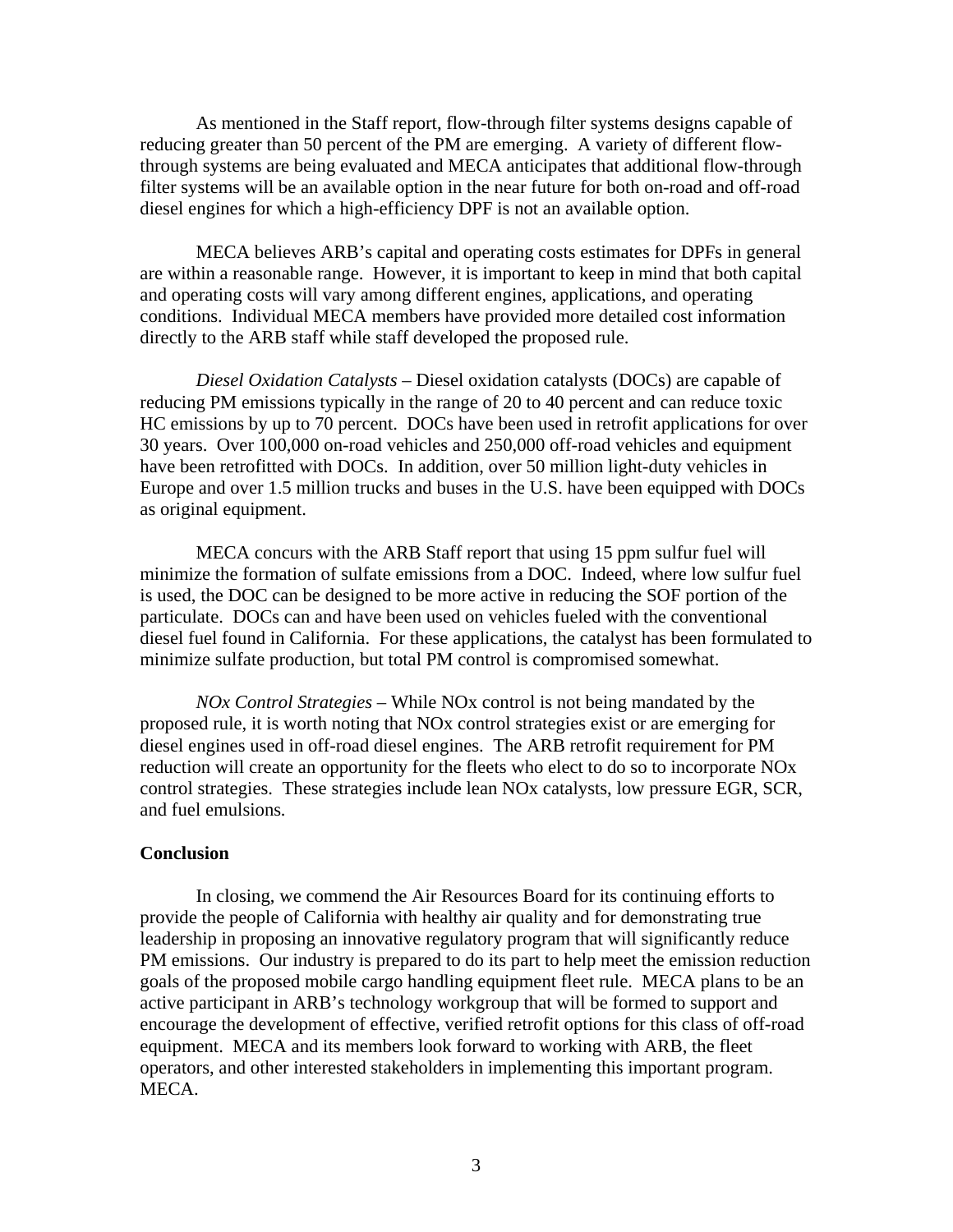As mentioned in the Staff report, flow-through filter systems designs capable of reducing greater than 50 percent of the PM are emerging. A variety of different flow-through systems are being evaluated and MECA anticipates that additional flow-through filter systems will be an available option in the near future for both on-road and off-road diesel engines for which a high-efficiency DPF is not an available option.

MECA believes ARB's capital and operating costs estimates for DPFs in general are within a reasonable range. However, it is important to keep in mind that both capital and operating costs will vary among different engines, applications, and operating conditions. Individual MECA members have provided more detailed cost information directly to the ARB staff while staff developed the proposed rule.

*Diesel Oxidation Catalysts* – Diesel oxidation catalysts (DOCs) are capable of reducing PM emissions typically in the range of 20 to 40 percent and can reduce toxic HC emissions by up to 70 percent. DOCs have been used in retrofit applications for over 30 years. Over 100,000 on-road vehicles and 250,000 off-road vehicles and equipment have been retrofitted with DOCs. In addition, over 50 million light-duty vehicles in Europe and over 1.5 million trucks and buses in the U.S. have been equipped with DOCs as original equipment.

MECA concurs with the ARB Staff report that using 15 ppm sulfur fuel will minimize the formation of sulfate emissions from a DOC. Indeed, where low sulfur fuel is used, the DOC can be designed to be more active in reducing the SOF portion of the particulate. DOCs can and have been used on vehicles fueled with the conventional diesel fuel found in California. For these applications, the catalyst has been formulated to minimize sulfate production, but total PM control is compromised somewhat.

*NOx Control Strategies* – While NOx control is not being mandated by the proposed rule, it is worth noting that NOx control strategies exist or are emerging for diesel engines used in off-road diesel engines. The ARB retrofit requirement for PM reduction will create an opportunity for the fleets who elect to do so to incorporate NOx control strategies. These strategies include lean NOx catalysts, low pressure EGR, SCR, and fuel emulsions.

**Conclusion**

In closing, we commend the Air Resources Board for its continuing efforts to provide the people of California with healthy air quality and for demonstrating true leadership in proposing an innovative regulatory program that will significantly reduce PM emissions. Our industry is prepared to do its part to help meet the emission reduction goals of the proposed mobile cargo handling equipment fleet rule. MECA plans to be an active participant in ARB's technology workgroup that will be formed to support and encourage the development of effective, verified retrofit options for this class of off-road equipment. MECA and its members look forward to working with ARB, the fleet operators, and other interested stakeholders in implementing this important program. MECA.